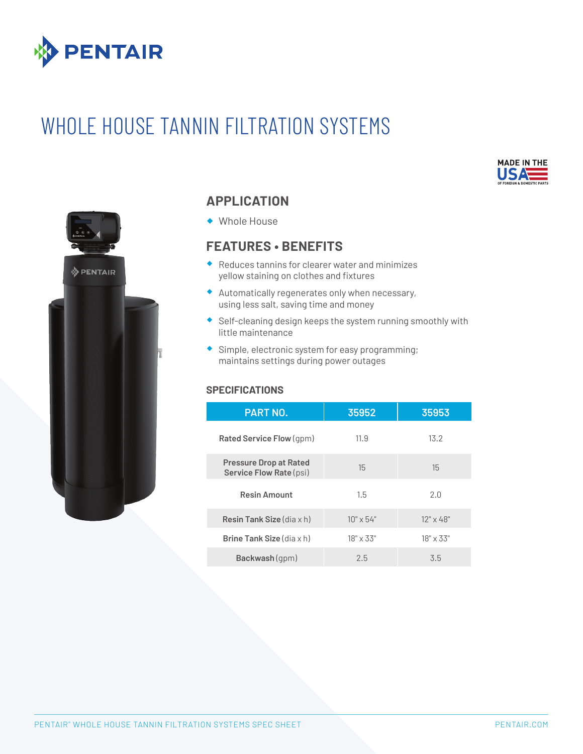PENTAIR

# WHOLE HOUSE TANNIN FILTRATION SYSTEMS

MADE IN THE USA OF FOREIGN & DOMESTIC PARTS

## APPLICATION

- Whole House

## FEATURES • BENEFITS

- Reduces tannins for clearer water and minimizes yellow staining on clothes and fixtures
- Automatically regenerates only when necessary, using less salt, saving time and money
- Self-cleaning design keeps the system running smoothly with little maintenance
- Simple, electronic system for easy programming; maintains settings during power outages

### SPECIFICATIONS

| PART NO. | 35952 | 35953 |
|---|---|---|
| **Rated Service Flow** (gpm) | 11.9 | 13.2 |
| **Pressure Drop at Rated Service Flow Rate** (psi) | 15 | 15 |
| **Resin Amount** | 1.5 | 2.0 |
| **Resin Tank Size** (dia x h) | 10" x 54" | 12" x 48" |
| **Brine Tank Size** (dia x h) | 18" x 33" | 18" x 33" |
| **Backwash** (gpm) | 2.5 | 3.5 |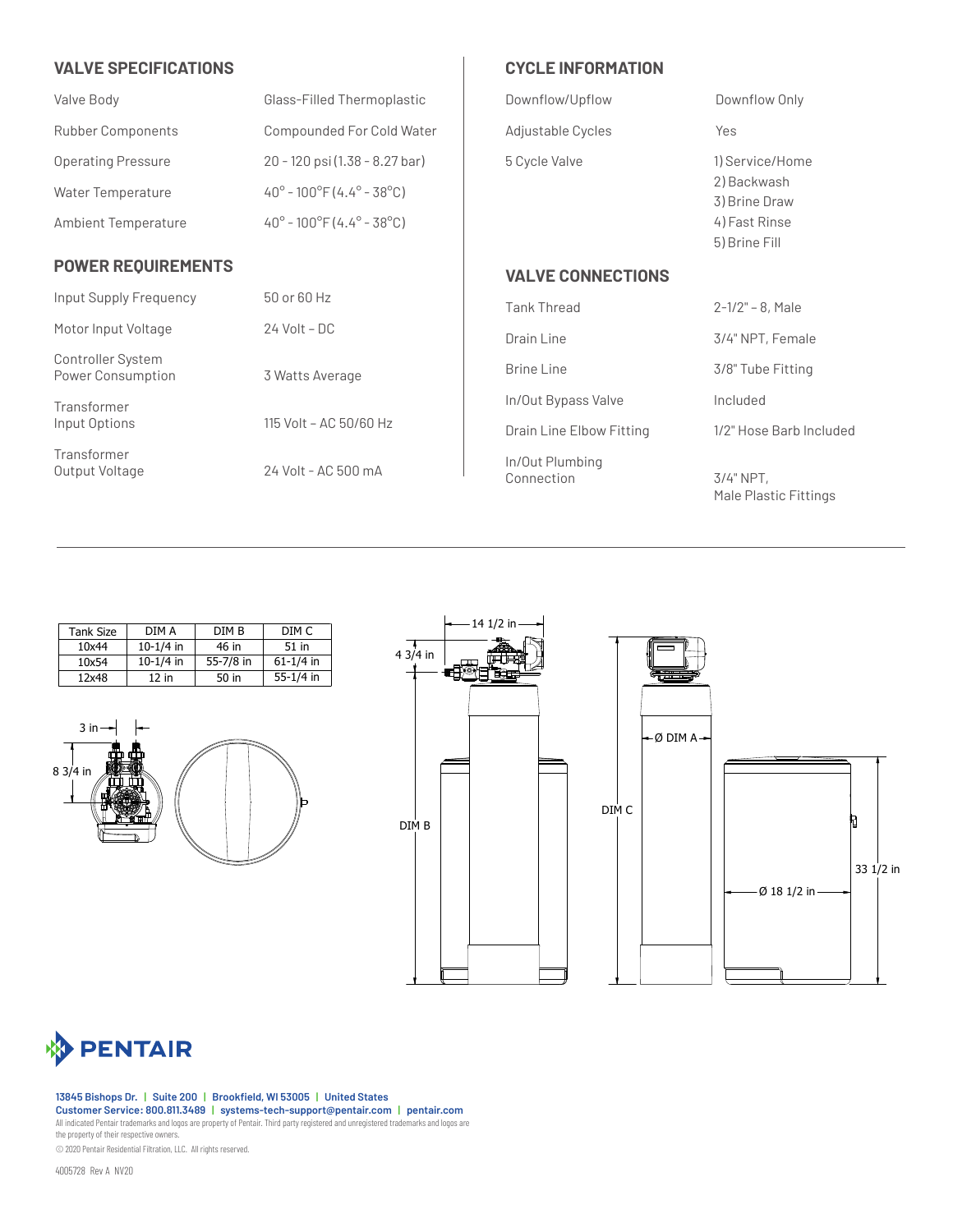## VALVE SPECIFICATIONS

| | |
|---|---|
| Valve Body | Glass-Filled Thermoplastic |
| Rubber Components | Compounded For Cold Water |
| Operating Pressure | 20 - 120 psi (1.38 - 8.27 bar) |
| Water Temperature | 40° - 100°F (4.4° - 38°C) |
| Ambient Temperature | 40° - 100°F (4.4° - 38°C) |

## POWER REQUIREMENTS

| | |
|---|---|
| Input Supply Frequency | 50 or 60 Hz |
| Motor Input Voltage | 24 Volt – DC |
| Controller System Power Consumption | 3 Watts Average |
| Transformer Input Options | 115 Volt – AC 50/60 Hz |
| Transformer Output Voltage | 24 Volt - AC 500 mA |

## CYCLE INFORMATION

| | |
|---|---|
| Downflow/Upflow | Downflow Only |
| Adjustable Cycles | Yes |
| 5 Cycle Valve | 1) Service/Home<br>2) Backwash<br>3) Brine Draw<br>4) Fast Rinse<br>5) Brine Fill |

## VALVE CONNECTIONS

| | |
|---|---|
| Tank Thread | 2-1/2" – 8, Male |
| Drain Line | 3/4" NPT, Female |
| Brine Line | 3/8" Tube Fitting |
| In/Out Bypass Valve | Included |
| Drain Line Elbow Fitting | 1/2" Hose Barb Included |
| In/Out Plumbing Connection | 3/4" NPT, Male Plastic Fittings |

| Tank Size | DIM A | DIM B | DIM C |
|---|---|---|---|
| 10x44 | 10-1/4 in | 46 in | 51 in |
| 10x54 | 10-1/4 in | 55-7/8 in | 61-1/4 in |
| 12x48 | 12 in | 50 in | 55-1/4 in |

3 in
8 3/4 in
14 1/2 in
4 3/4 in
DIM B
DIM C
Ø DIM A
Ø 18 1/2 in
33 1/2 in

**PENTAIR**

**13845 Bishops Dr. | Suite 200 | Brookfield, WI 53005 | United States**
**Customer Service: 800.811.3489 | systems-tech-support@pentair.com | pentair.com**

All indicated Pentair trademarks and logos are property of Pentair. Third party registered and unregistered trademarks and logos are the property of their respective owners.

© 2020 Pentair Residential Filtration, LLC. All rights reserved.

4005728 Rev A NV20